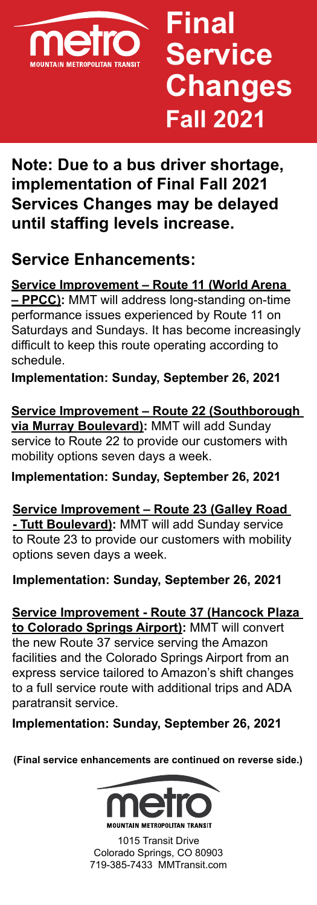metro
MOUNTAIN METROPOLITAN TRANSIT

# Final Service Changes Fall 2021

**Note: Due to a bus driver shortage, implementation of Final Fall 2021 Services Changes may be delayed until staffing levels increase.**

## Service Enhancements:

**Service Improvement – Route 11 (World Arena – PPCC):** MMT will address long-standing on-time performance issues experienced by Route 11 on Saturdays and Sundays. It has become increasingly difficult to keep this route operating according to schedule.

**Implementation: Sunday, September 26, 2021**

**Service Improvement – Route 22 (Southborough via Murray Boulevard):** MMT will add Sunday service to Route 22 to provide our customers with mobility options seven days a week.

**Implementation: Sunday, September 26, 2021**

**Service Improvement – Route 23 (Galley Road - Tutt Boulevard):** MMT will add Sunday service to Route 23 to provide our customers with mobility options seven days a week.

**Implementation: Sunday, September 26, 2021**

**Service Improvement - Route 37 (Hancock Plaza to Colorado Springs Airport):** MMT will convert the new Route 37 service serving the Amazon facilities and the Colorado Springs Airport from an express service tailored to Amazon's shift changes to a full service route with additional trips and ADA paratransit service.

**Implementation: Sunday, September 26, 2021**

**(Final service enhancements are continued on reverse side.)**

metro
MOUNTAIN METROPOLITAN TRANSIT

1015 Transit Drive
Colorado Springs, CO 80903
719-385-7433 MMTransit.com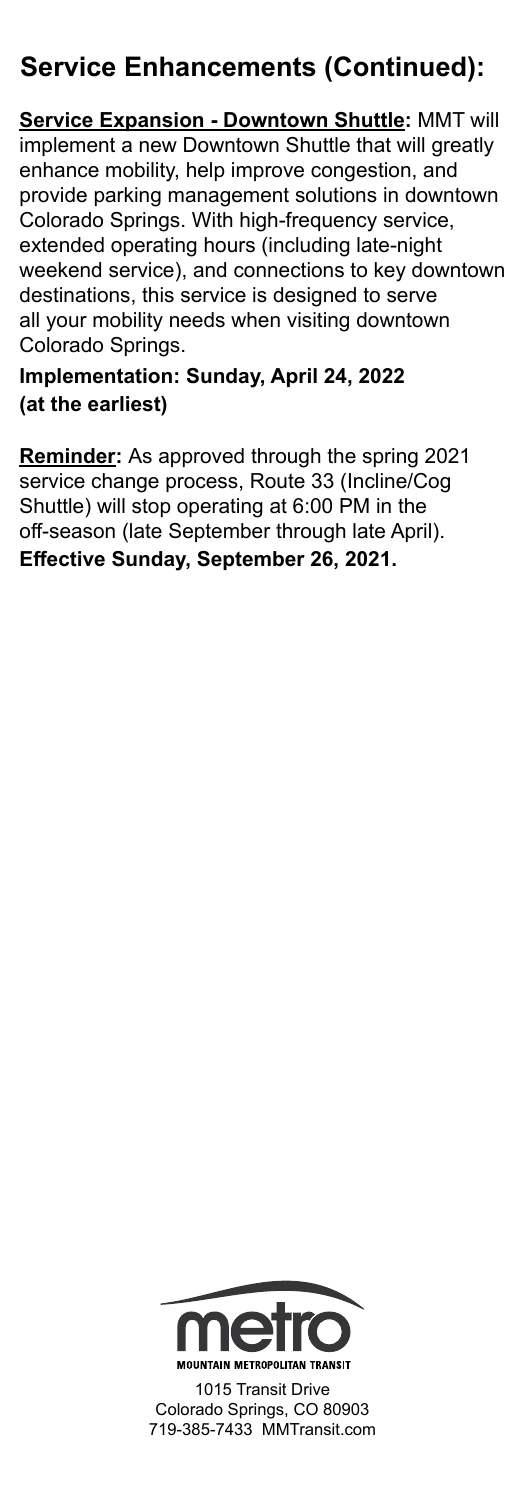## Service Enhancements (Continued):

**Service Expansion - Downtown Shuttle:** MMT will implement a new Downtown Shuttle that will greatly enhance mobility, help improve congestion, and provide parking management solutions in downtown Colorado Springs. With high-frequency service, extended operating hours (including late-night weekend service), and connections to key downtown destinations, this service is designed to serve all your mobility needs when visiting downtown Colorado Springs.

**Implementation: Sunday, April 24, 2022 (at the earliest)**

**Reminder:** As approved through the spring 2021 service change process, Route 33 (Incline/Cog Shuttle) will stop operating at 6:00 PM in the off-season (late September through late April). **Effective Sunday, September 26, 2021.**

metro

MOUNTAIN METROPOLITAN TRANSIT

1015 Transit Drive
Colorado Springs, CO 80903
719-385-7433 MMTransit.com